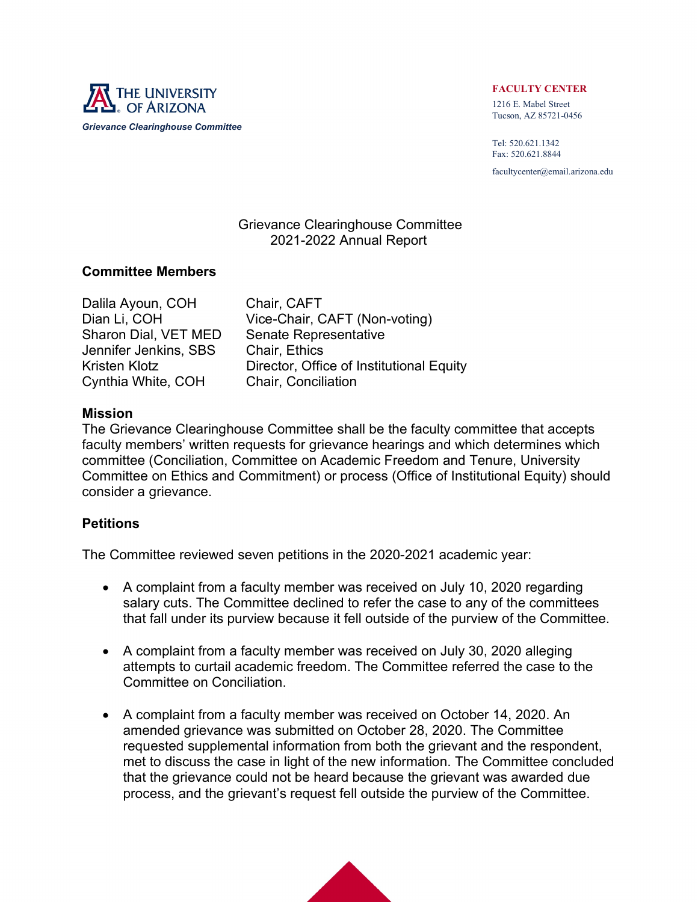THE UNIVERSITY OF ARIZONA

*Grievance Clearinghouse Committee*

**FACULTY CENTER**
1216 E. Mabel Street
Tucson, AZ 85721-0456

Tel: 520.621.1342
Fax: 520.621.8844

facultycenter@email.arizona.edu

# Grievance Clearinghouse Committee
# 2021-2022 Annual Report

## Committee Members

| | |
|---|---|
| Dalila Ayoun, COH | Chair, CAFT |
| Dian Li, COH | Vice-Chair, CAFT (Non-voting) |
| Sharon Dial, VET MED | Senate Representative |
| Jennifer Jenkins, SBS | Chair, Ethics |
| Kristen Klotz | Director, Office of Institutional Equity |
| Cynthia White, COH | Chair, Conciliation |

## Mission

The Grievance Clearinghouse Committee shall be the faculty committee that accepts faculty members' written requests for grievance hearings and which determines which committee (Conciliation, Committee on Academic Freedom and Tenure, University Committee on Ethics and Commitment) or process (Office of Institutional Equity) should consider a grievance.

## Petitions

The Committee reviewed seven petitions in the 2020-2021 academic year:

- A complaint from a faculty member was received on July 10, 2020 regarding salary cuts. The Committee declined to refer the case to any of the committees that fall under its purview because it fell outside of the purview of the Committee.

- A complaint from a faculty member was received on July 30, 2020 alleging attempts to curtail academic freedom. The Committee referred the case to the Committee on Conciliation.

- A complaint from a faculty member was received on October 14, 2020. An amended grievance was submitted on October 28, 2020. The Committee requested supplemental information from both the grievant and the respondent, met to discuss the case in light of the new information. The Committee concluded that the grievance could not be heard because the grievant was awarded due process, and the grievant's request fell outside the purview of the Committee.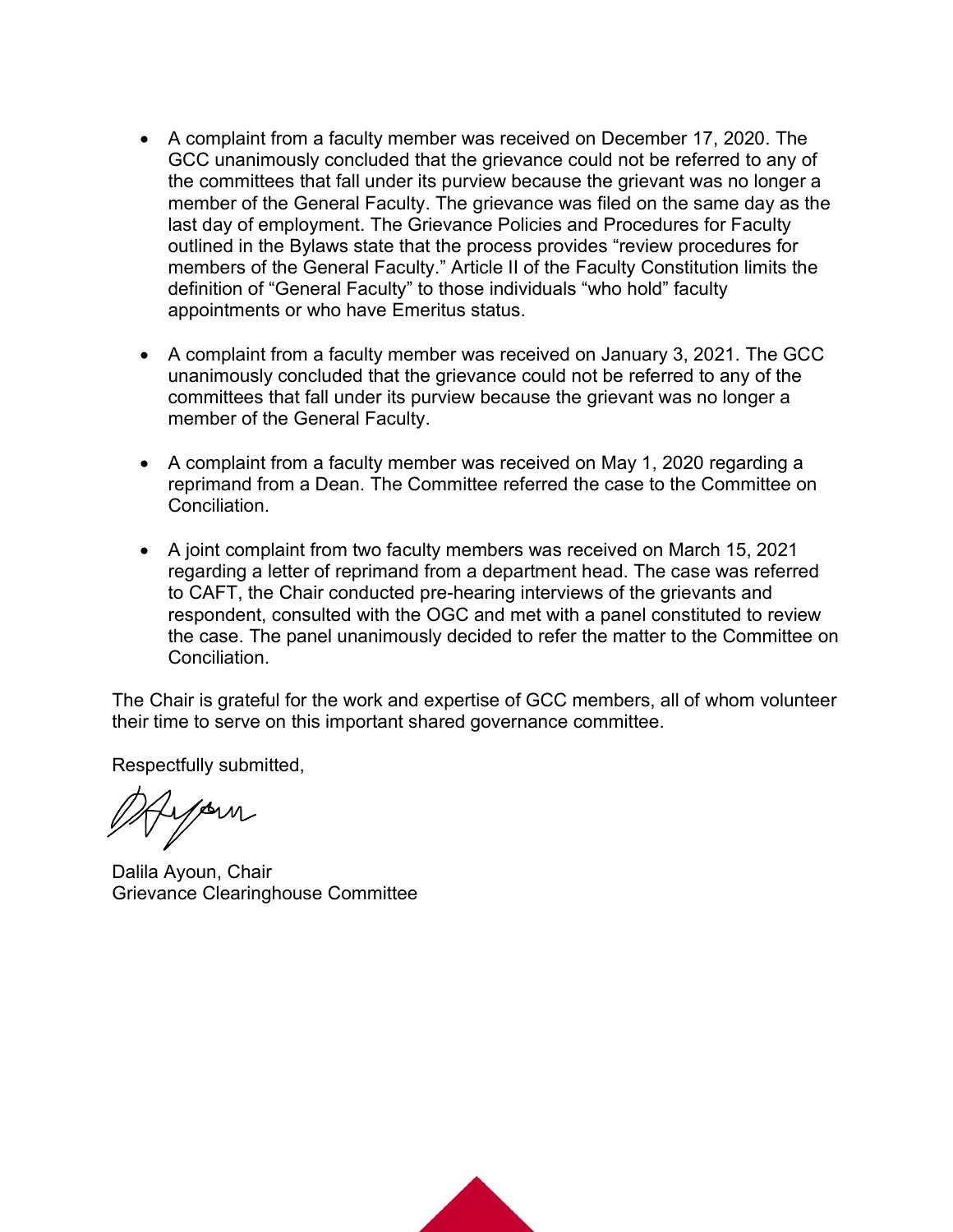- A complaint from a faculty member was received on December 17, 2020. The GCC unanimously concluded that the grievance could not be referred to any of the committees that fall under its purview because the grievant was no longer a member of the General Faculty. The grievance was filed on the same day as the last day of employment. The Grievance Policies and Procedures for Faculty outlined in the Bylaws state that the process provides "review procedures for members of the General Faculty." Article II of the Faculty Constitution limits the definition of "General Faculty" to those individuals "who hold" faculty appointments or who have Emeritus status.

- A complaint from a faculty member was received on January 3, 2021. The GCC unanimously concluded that the grievance could not be referred to any of the committees that fall under its purview because the grievant was no longer a member of the General Faculty.

- A complaint from a faculty member was received on May 1, 2020 regarding a reprimand from a Dean. The Committee referred the case to the Committee on Conciliation.

- A joint complaint from two faculty members was received on March 15, 2021 regarding a letter of reprimand from a department head. The case was referred to CAFT, the Chair conducted pre-hearing interviews of the grievants and respondent, consulted with the OGC and met with a panel constituted to review the case. The panel unanimously decided to refer the matter to the Committee on Conciliation.

The Chair is grateful for the work and expertise of GCC members, all of whom volunteer their time to serve on this important shared governance committee.

Respectfully submitted,

Dalila Ayoun, Chair
Grievance Clearinghouse Committee